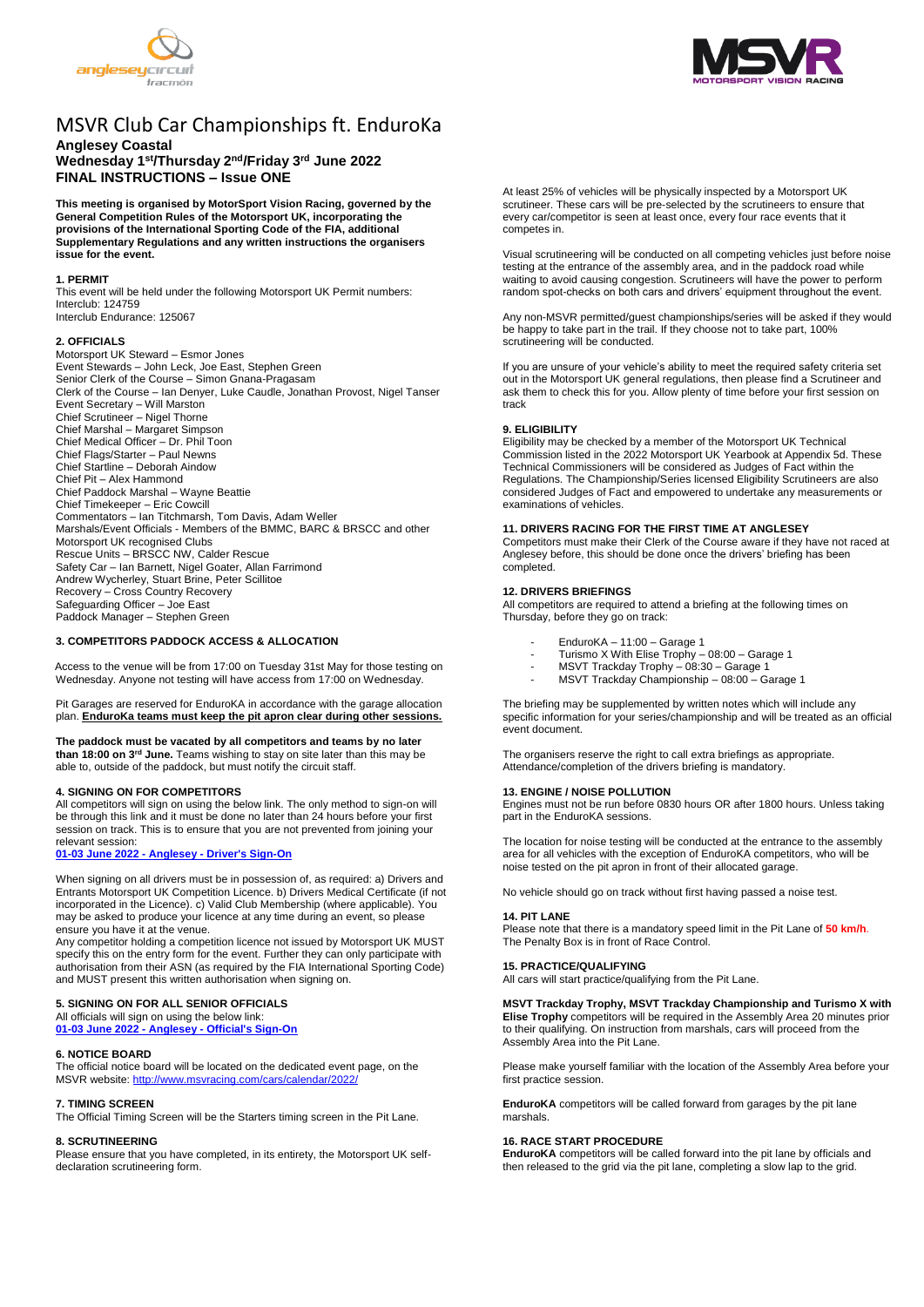# MSVR Club Car Championships ft. EnduroKa

**Anglesey Coastal**
**Wednesday 1st/Thursday 2nd/Friday 3rd June 2022**
**FINAL INSTRUCTIONS – Issue ONE**

**This meeting is organised by MotorSport Vision Racing, governed by the General Competition Rules of the Motorsport UK, incorporating the provisions of the International Sporting Code of the FIA, additional Supplementary Regulations and any written instructions the organisers issue for the event.**

### 1. PERMIT

This event will be held under the following Motorsport UK Permit numbers:
Interclub: 124759
Interclub Endurance: 125067

### 2. OFFICIALS

Motorsport UK Steward – Esmor Jones
Event Stewards – John Leck, Joe East, Stephen Green
Senior Clerk of the Course – Simon Gnana-Pragasam
Clerk of the Course – Ian Denyer, Luke Caudle, Jonathan Provost, Nigel Tanser
Event Secretary – Will Marston
Chief Scrutineer – Nigel Thorne
Chief Marshal – Margaret Simpson
Chief Medical Officer – Dr. Phil Toon
Chief Flags/Starter – Paul Newns
Chief Startline – Deborah Aindow
Chief Pit – Alex Hammond
Chief Paddock Marshal – Wayne Beattie
Chief Timekeeper – Eric Cowcill
Commentators – Ian Titchmarsh, Tom Davis, Adam Weller
Marshals/Event Officials - Members of the BMMC, BARC & BRSCC and other Motorsport UK recognised Clubs
Rescue Units – BRSCC NW, Calder Rescue
Safety Car – Ian Barnett, Nigel Goater, Allan Farrimond
Andrew Wycherley, Stuart Brine, Peter Scillitoe
Recovery – Cross Country Recovery
Safeguarding Officer – Joe East
Paddock Manager – Stephen Green

### 3. COMPETITORS PADDOCK ACCESS & ALLOCATION

Access to the venue will be from 17:00 on Tuesday 31st May for those testing on Wednesday. Anyone not testing will have access from 17:00 on Wednesday.

Pit Garages are reserved for EnduroKA in accordance with the garage allocation plan. **EnduroKa teams must keep the pit apron clear during other sessions.**

**The paddock must be vacated by all competitors and teams by no later than 18:00 on 3rd June.** Teams wishing to stay on site later than this may be able to, outside of the paddock, but must notify the circuit staff.

### 4. SIGNING ON FOR COMPETITORS

All competitors will sign on using the below link. The only method to sign-on will be through this link and it must be done no later than 24 hours before your first session on track. This is to ensure that you are not prevented from joining your relevant session:
**01-03 June 2022 - Anglesey - Driver's Sign-On**

When signing on all drivers must be in possession of, as required: a) Drivers and Entrants Motorsport UK Competition Licence. b) Drivers Medical Certificate (if not incorporated in the Licence). c) Valid Club Membership (where applicable). You may be asked to produce your licence at any time during an event, so please ensure you have it at the venue.
Any competitor holding a competition licence not issued by Motorsport UK MUST specify this on the entry form for the event. Further they can only participate with authorisation from their ASN (as required by the FIA International Sporting Code) and MUST present this written authorisation when signing on.

### 5. SIGNING ON FOR ALL SENIOR OFFICIALS

All officials will sign on using the below link:
**01-03 June 2022 - Anglesey - Official's Sign-On**

### 6. NOTICE BOARD

The official notice board will be located on the dedicated event page, on the MSVR website: http://www.msvracing.com/cars/calendar/2022/

### 7. TIMING SCREEN

The Official Timing Screen will be the Starters timing screen in the Pit Lane.

### 8. SCRUTINEERING

Please ensure that you have completed, in its entirety, the Motorsport UK self-declaration scrutineering form.

At least 25% of vehicles will be physically inspected by a Motorsport UK scrutineer. These cars will be pre-selected by the scrutineers to ensure that every car/competitor is seen at least once, every four race events that it competes in.

Visual scrutineering will be conducted on all competing vehicles just before noise testing at the entrance of the assembly area, and in the paddock road while waiting to avoid causing congestion. Scrutineers will have the power to perform random spot-checks on both cars and drivers' equipment throughout the event.

Any non-MSVR permitted/guest championships/series will be asked if they would be happy to take part in the trail. If they choose not to take part, 100% scrutineering will be conducted.

If you are unsure of your vehicle's ability to meet the required safety criteria set out in the Motorsport UK general regulations, then please find a Scrutineer and ask them to check this for you. Allow plenty of time before your first session on track

### 9. ELIGIBILITY

Eligibility may be checked by a member of the Motorsport UK Technical Commission listed in the 2022 Motorsport UK Yearbook at Appendix 5d. These Technical Commissioners will be considered as Judges of Fact within the Regulations. The Championship/Series licensed Eligibility Scrutineers are also considered Judges of Fact and empowered to undertake any measurements or examinations of vehicles.

### 11. DRIVERS RACING FOR THE FIRST TIME AT ANGLESEY

Competitors must make their Clerk of the Course aware if they have not raced at Anglesey before, this should be done once the drivers' briefing has been completed.

### 12. DRIVERS BRIEFINGS

All competitors are required to attend a briefing at the following times on Thursday, before they go on track:

- EnduroKA – 11:00 – Garage 1
- Turismo X With Elise Trophy – 08:00 – Garage 1
- MSVT Trackday Trophy – 08:30 – Garage 1
- MSVT Trackday Championship – 08:00 – Garage 1

The briefing may be supplemented by written notes which will include any specific information for your series/championship and will be treated as an official event document.

The organisers reserve the right to call extra briefings as appropriate. Attendance/completion of the drivers briefing is mandatory.

### 13. ENGINE / NOISE POLLUTION

Engines must not be run before 0830 hours OR after 1800 hours. Unless taking part in the EnduroKA sessions.

The location for noise testing will be conducted at the entrance to the assembly area for all vehicles with the exception of EnduroKA competitors, who will be noise tested on the pit apron in front of their allocated garage.

No vehicle should go on track without first having passed a noise test.

### 14. PIT LANE

Please note that there is a mandatory speed limit in the Pit Lane of **50 km/h**.
The Penalty Box is in front of Race Control.

### 15. PRACTICE/QUALIFYING

All cars will start practice/qualifying from the Pit Lane.

**MSVT Trackday Trophy, MSVT Trackday Championship and Turismo X with Elise Trophy** competitors will be required in the Assembly Area 20 minutes prior to their qualifying. On instruction from marshals, cars will proceed from the Assembly Area into the Pit Lane.

Please make yourself familiar with the location of the Assembly Area before your first practice session.

**EnduroKA** competitors will be called forward from garages by the pit lane marshals.

### 16. RACE START PROCEDURE

**EnduroKA** competitors will be called forward into the pit lane by officials and then released to the grid via the pit lane, completing a slow lap to the grid.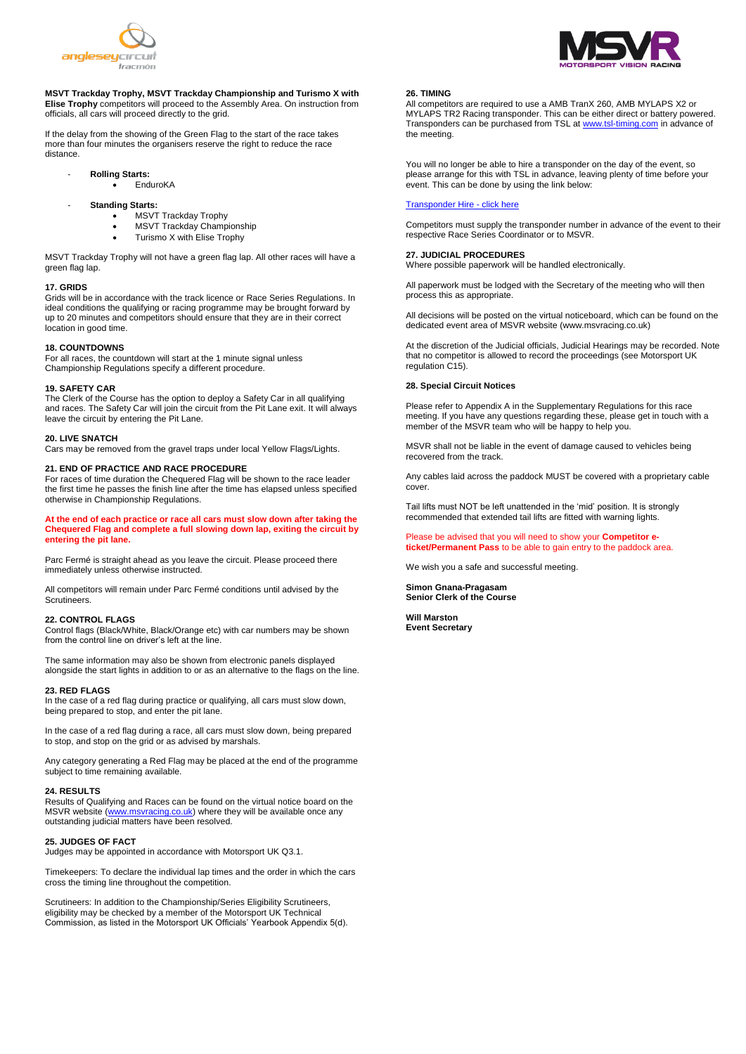**MSVT Trackday Trophy, MSVT Trackday Championship and Turismo X with Elise Trophy** competitors will proceed to the Assembly Area. On instruction from officials, all cars will proceed directly to the grid.

If the delay from the showing of the Green Flag to the start of the race takes more than four minutes the organisers reserve the right to reduce the race distance.

- **Rolling Starts:**
  - EnduroKA
- **Standing Starts:**
  - MSVT Trackday Trophy
  - MSVT Trackday Championship
  - Turismo X with Elise Trophy

MSVT Trackday Trophy will not have a green flag lap. All other races will have a green flag lap.

**17. GRIDS**
Grids will be in accordance with the track licence or Race Series Regulations. In ideal conditions the qualifying or racing programme may be brought forward by up to 20 minutes and competitors should ensure that they are in their correct location in good time.

**18. COUNTDOWNS**
For all races, the countdown will start at the 1 minute signal unless Championship Regulations specify a different procedure.

**19. SAFETY CAR**
The Clerk of the Course has the option to deploy a Safety Car in all qualifying and races. The Safety Car will join the circuit from the Pit Lane exit. It will always leave the circuit by entering the Pit Lane.

**20. LIVE SNATCH**
Cars may be removed from the gravel traps under local Yellow Flags/Lights.

**21. END OF PRACTICE AND RACE PROCEDURE**
For races of time duration the Chequered Flag will be shown to the race leader the first time he passes the finish line after the time has elapsed unless specified otherwise in Championship Regulations.

**At the end of each practice or race all cars must slow down after taking the Chequered Flag and complete a full slowing down lap, exiting the circuit by entering the pit lane.**

Parc Fermé is straight ahead as you leave the circuit. Please proceed there immediately unless otherwise instructed.

All competitors will remain under Parc Fermé conditions until advised by the Scrutineers.

**22. CONTROL FLAGS**
Control flags (Black/White, Black/Orange etc) with car numbers may be shown from the control line on driver's left at the line.

The same information may also be shown from electronic panels displayed alongside the start lights in addition to or as an alternative to the flags on the line.

**23. RED FLAGS**
In the case of a red flag during practice or qualifying, all cars must slow down, being prepared to stop, and enter the pit lane.

In the case of a red flag during a race, all cars must slow down, being prepared to stop, and stop on the grid or as advised by marshals.

Any category generating a Red Flag may be placed at the end of the programme subject to time remaining available.

**24. RESULTS**
Results of Qualifying and Races can be found on the virtual notice board on the MSVR website (www.msvracing.co.uk) where they will be available once any outstanding judicial matters have been resolved.

**25. JUDGES OF FACT**
Judges may be appointed in accordance with Motorsport UK Q3.1.

Timekeepers: To declare the individual lap times and the order in which the cars cross the timing line throughout the competition.

Scrutineers: In addition to the Championship/Series Eligibility Scrutineers, eligibility may be checked by a member of the Motorsport UK Technical Commission, as listed in the Motorsport UK Officials' Yearbook Appendix 5(d).

**26. TIMING**
All competitors are required to use a AMB TranX 260, AMB MYLAPS X2 or MYLAPS TR2 Racing transponder. This can be either direct or battery powered. Transponders can be purchased from TSL at www.tsl-timing.com in advance of the meeting.

You will no longer be able to hire a transponder on the day of the event, so please arrange for this with TSL in advance, leaving plenty of time before your event. This can be done by using the link below:

Transponder Hire - click here

Competitors must supply the transponder number in advance of the event to their respective Race Series Coordinator or to MSVR.

**27. JUDICIAL PROCEDURES**
Where possible paperwork will be handled electronically.

All paperwork must be lodged with the Secretary of the meeting who will then process this as appropriate.

All decisions will be posted on the virtual noticeboard, which can be found on the dedicated event area of MSVR website (www.msvracing.co.uk)

At the discretion of the Judicial officials, Judicial Hearings may be recorded. Note that no competitor is allowed to record the proceedings (see Motorsport UK regulation C15).

**28. Special Circuit Notices**

Please refer to Appendix A in the Supplementary Regulations for this race meeting. If you have any questions regarding these, please get in touch with a member of the MSVR team who will be happy to help you.

MSVR shall not be liable in the event of damage caused to vehicles being recovered from the track.

Any cables laid across the paddock MUST be covered with a proprietary cable cover.

Tail lifts must NOT be left unattended in the 'mid' position. It is strongly recommended that extended tail lifts are fitted with warning lights.

Please be advised that you will need to show your **Competitor e-ticket/Permanent Pass** to be able to gain entry to the paddock area.

We wish you a safe and successful meeting.

**Simon Gnana-Pragasam**
**Senior Clerk of the Course**

**Will Marston**
**Event Secretary**